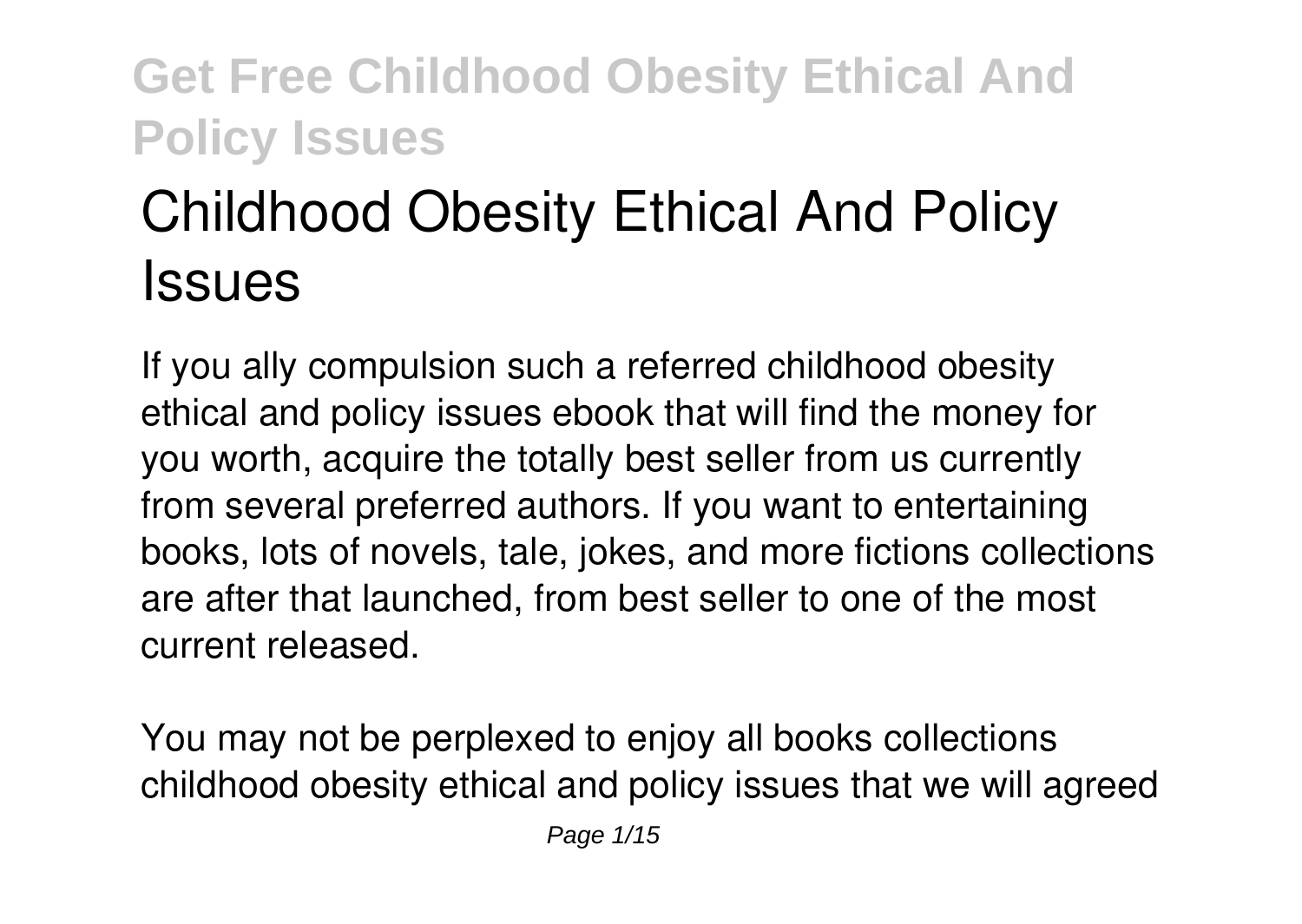# Childhood Obesity Ethical And Policy Issues

If you ally compulsion such a referred childhood obesity ethical and policy issues ebook that will find the money for you worth, acquire the totally best seller from us currently from several preferred authors. If you want to entertaining books, lots of novels, tale, jokes, and more fictions collections are after that launched, from best seller to one of the most current released.

You may not be perplexed to enjoy all books collections childhood obesity ethical and policy issues that we will agreed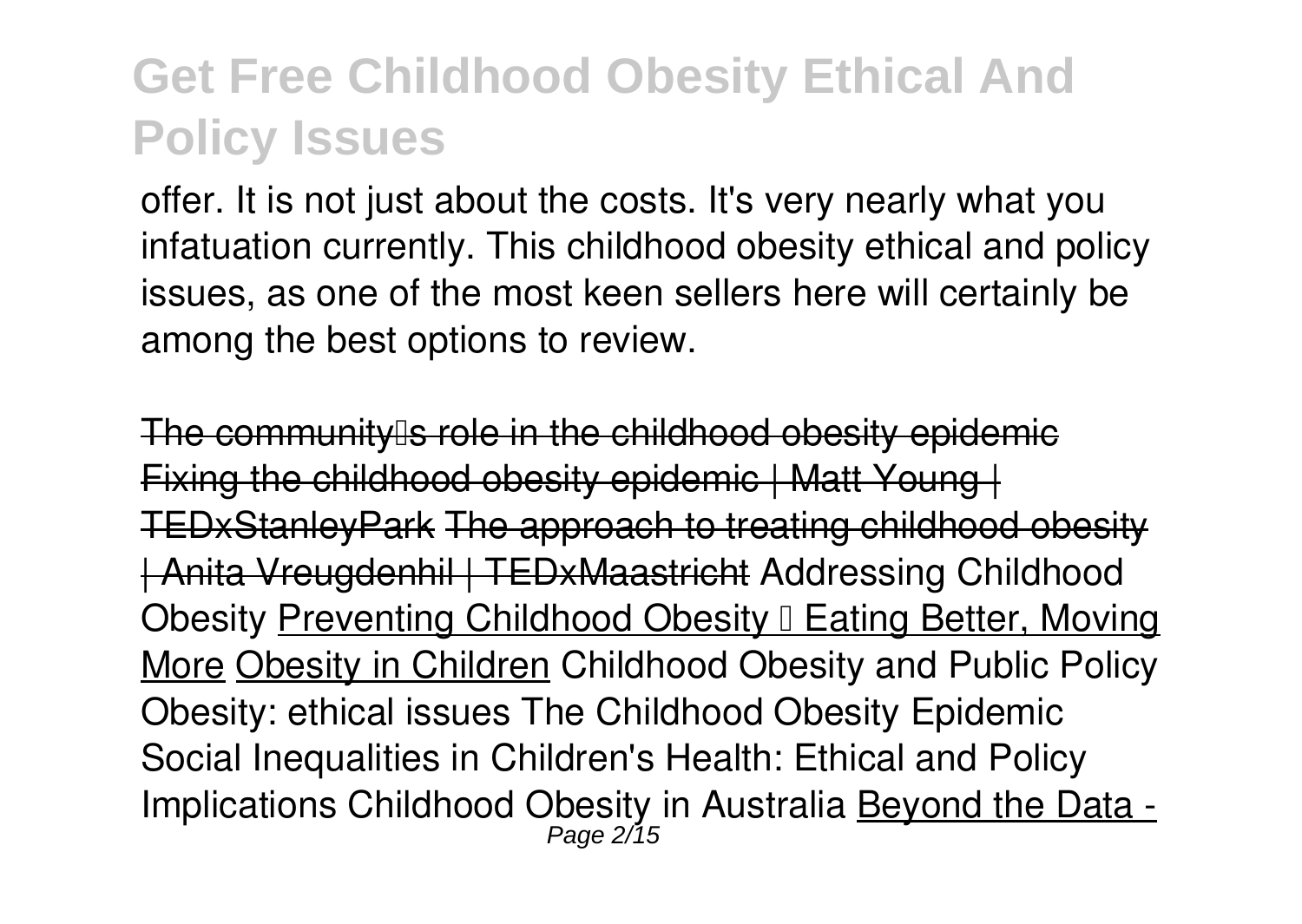offer. It is not just about the costs. It's very nearly what you infatuation currently. This childhood obesity ethical and policy issues, as one of the most keen sellers here will certainly be among the best options to review.

~~The community's role in the childhood obesity epidemic~~ ~~Fixing the childhood obesity epidemic | Matt Young | TEDxStanleyPark~~ ~~The approach to treating childhood obesity | Anita Vreugdenhil | TEDxMaastricht~~ Addressing Childhood Obesity Preventing Childhood Obesity – Eating Better, Moving More Obesity in Children Childhood Obesity and Public Policy Obesity: ethical issues The Childhood Obesity Epidemic Social Inequalities in Children's Health: Ethical and Policy Implications Childhood Obesity in Australia Beyond the Data -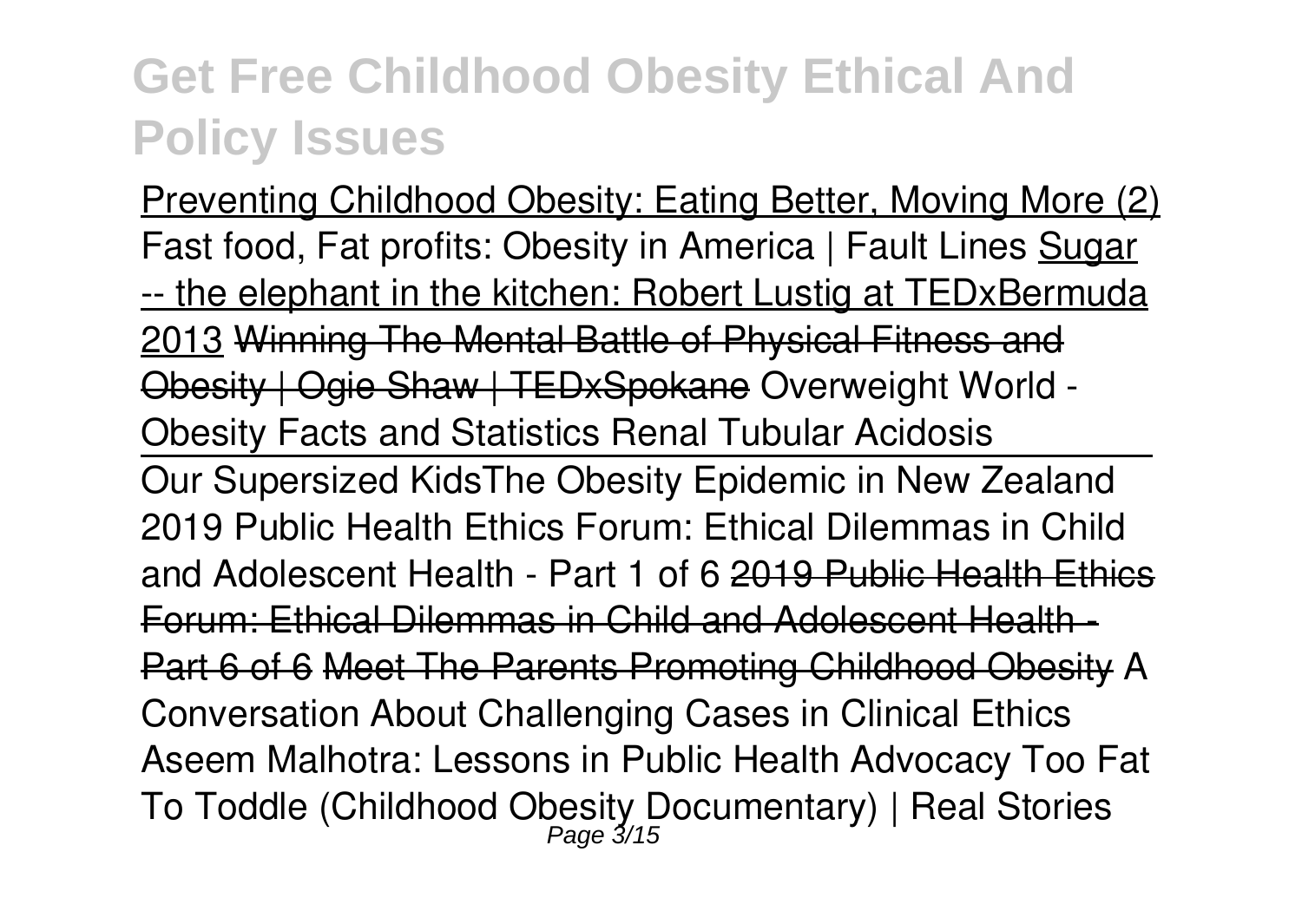Preventing Childhood Obesity: Eating Better, Moving More (2) Fast food, Fat profits: Obesity in America | Fault Lines Sugar -- the elephant in the kitchen: Robert Lustig at TEDxBermuda 2013 ~~Winning The Mental Battle of Physical Fitness and Obesity | Ogie Shaw | TEDxSpokane~~ Overweight World - Obesity Facts and Statistics Renal Tubular Acidosis

Our Supersized Kids The Obesity Epidemic in New Zealand 2019 Public Health Ethics Forum: Ethical Dilemmas in Child and Adolescent Health - Part 1 of 6 ~~2019 Public Health Ethics Forum: Ethical Dilemmas in Child and Adolescent Health - Part 6 of 6~~ ~~Meet The Parents Promoting Childhood Obesity~~ A Conversation About Challenging Cases in Clinical Ethics Aseem Malhotra: Lessons in Public Health Advocacy Too Fat To Toddle (Childhood Obesity Documentary) | Real Stories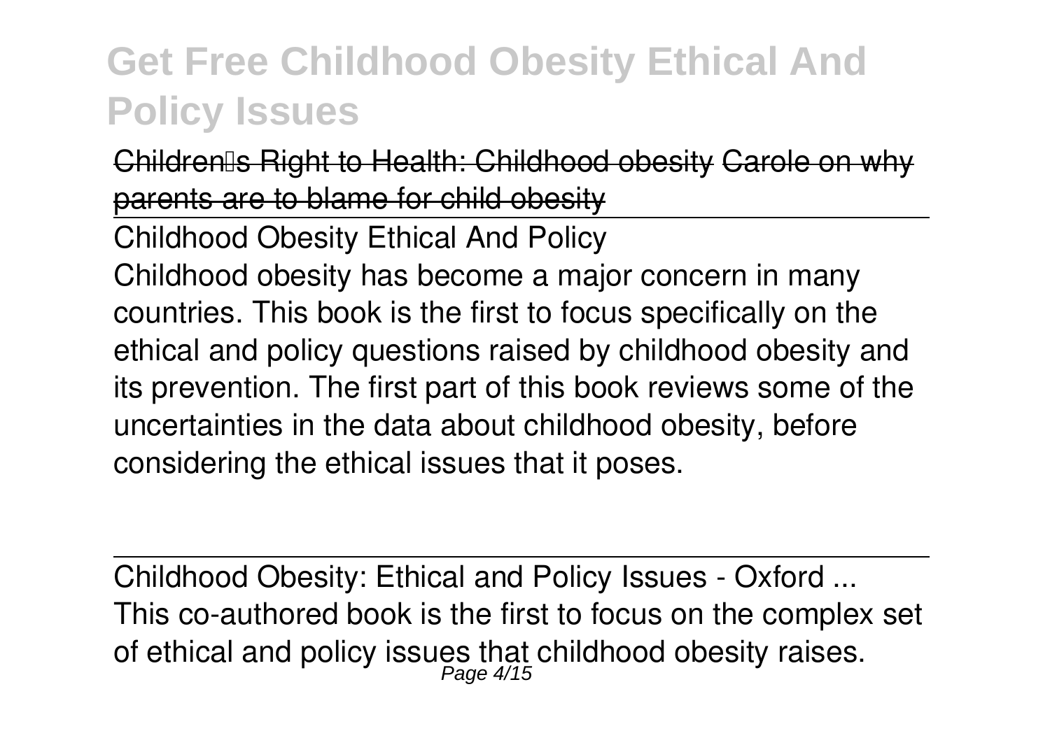Children's Right to Health: Childhood obesity ~~Carole on why parents are to blame for child obesity~~

Childhood Obesity Ethical And Policy

Childhood obesity has become a major concern in many countries. This book is the first to focus specifically on the ethical and policy questions raised by childhood obesity and its prevention. The first part of this book reviews some of the uncertainties in the data about childhood obesity, before considering the ethical issues that it poses.

Childhood Obesity: Ethical and Policy Issues - Oxford ...

This co-authored book is the first to focus on the complex set of ethical and policy issues that childhood obesity raises.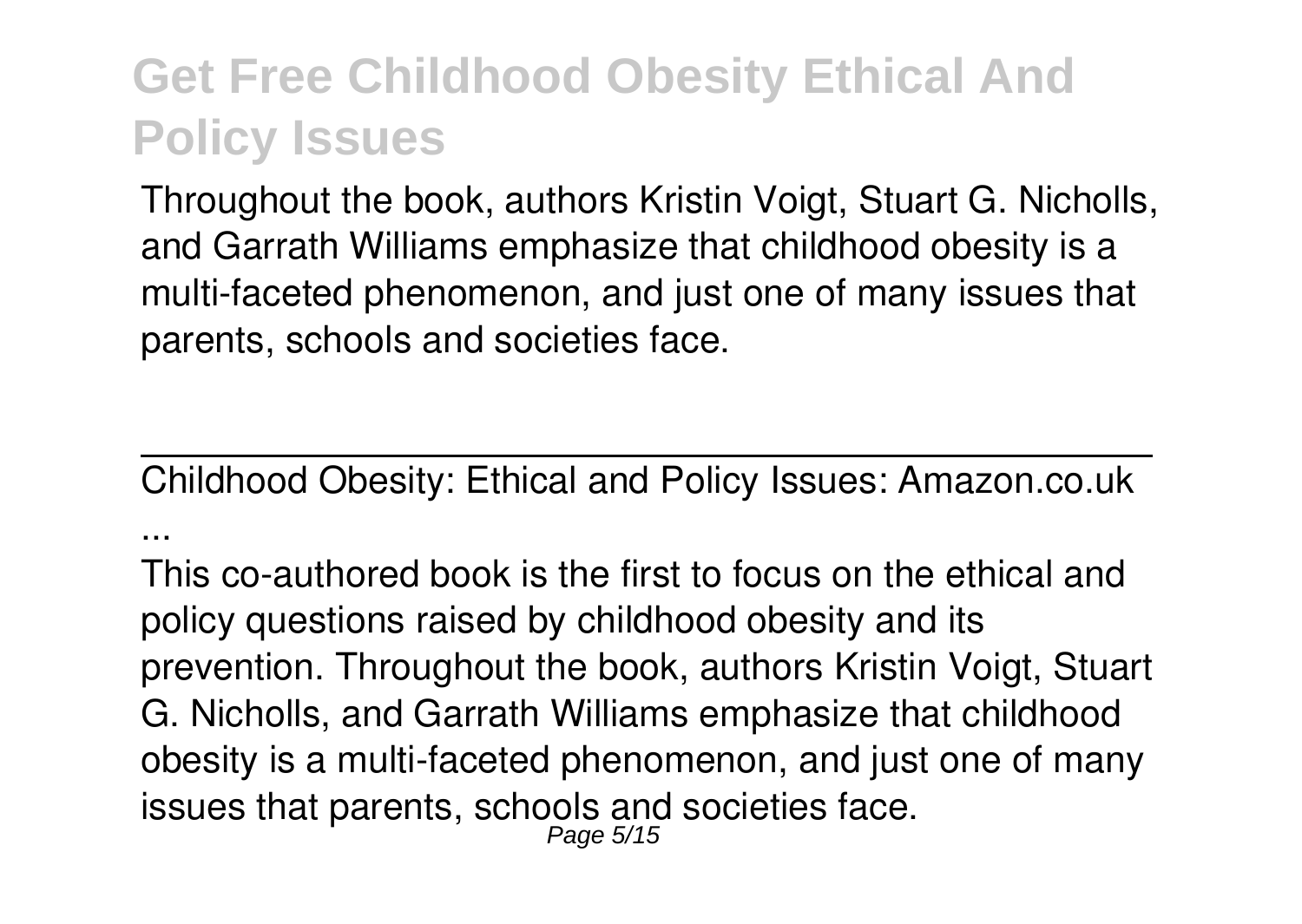Throughout the book, authors Kristin Voigt, Stuart G. Nicholls, and Garrath Williams emphasize that childhood obesity is a multi-faceted phenomenon, and just one of many issues that parents, schools and societies face.

Childhood Obesity: Ethical and Policy Issues: Amazon.co.uk ...

This co-authored book is the first to focus on the ethical and policy questions raised by childhood obesity and its prevention. Throughout the book, authors Kristin Voigt, Stuart G. Nicholls, and Garrath Williams emphasize that childhood obesity is a multi-faceted phenomenon, and just one of many issues that parents, schools and societies face.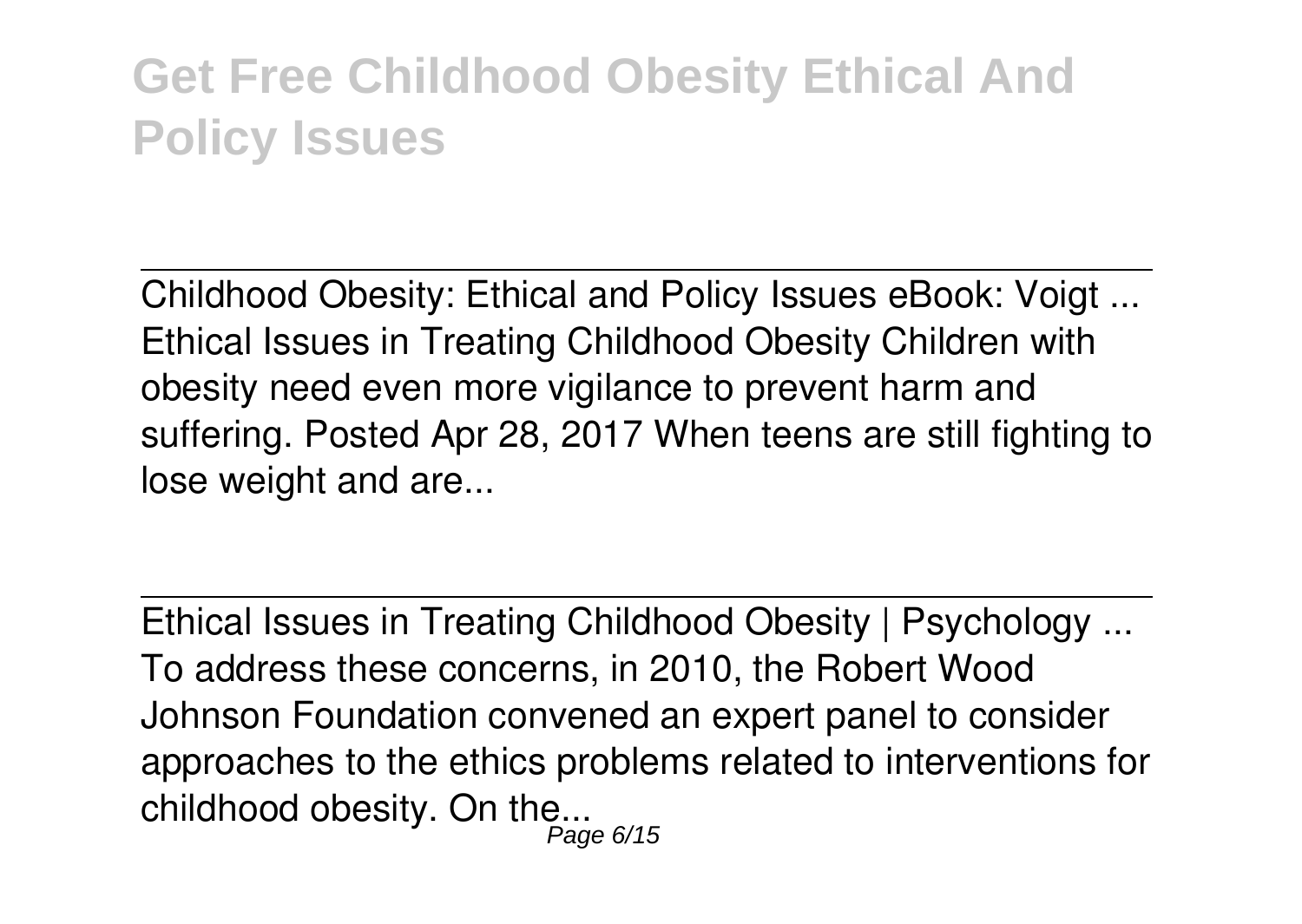# Get Free Childhood Obesity Ethical And Policy Issues

---

Childhood Obesity: Ethical and Policy Issues eBook: Voigt ...
Ethical Issues in Treating Childhood Obesity Children with obesity need even more vigilance to prevent harm and suffering. Posted Apr 28, 2017 When teens are still fighting to lose weight and are...

---

Ethical Issues in Treating Childhood Obesity | Psychology ...
To address these concerns, in 2010, the Robert Wood Johnson Foundation convened an expert panel to consider approaches to the ethics problems related to interventions for childhood obesity. On the...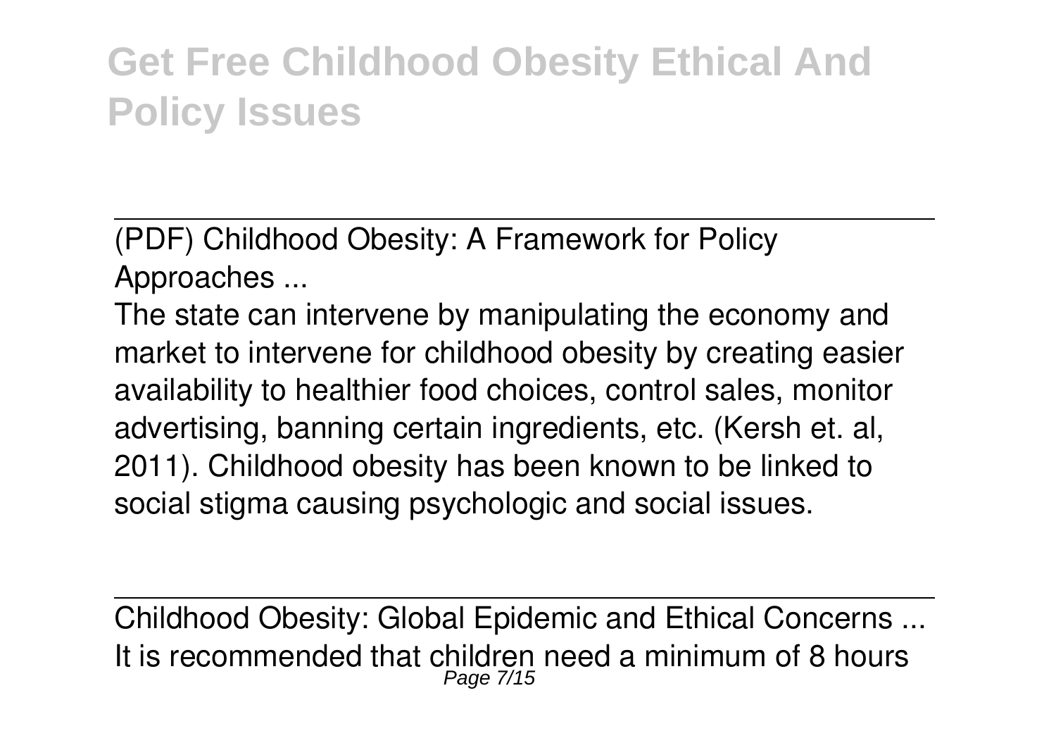(PDF) Childhood Obesity: A Framework for Policy Approaches ...

The state can intervene by manipulating the economy and market to intervene for childhood obesity by creating easier availability to healthier food choices, control sales, monitor advertising, banning certain ingredients, etc. (Kersh et. al, 2011). Childhood obesity has been known to be linked to social stigma causing psychologic and social issues.

Childhood Obesity: Global Epidemic and Ethical Concerns ...

It is recommended that children need a minimum of 8 hours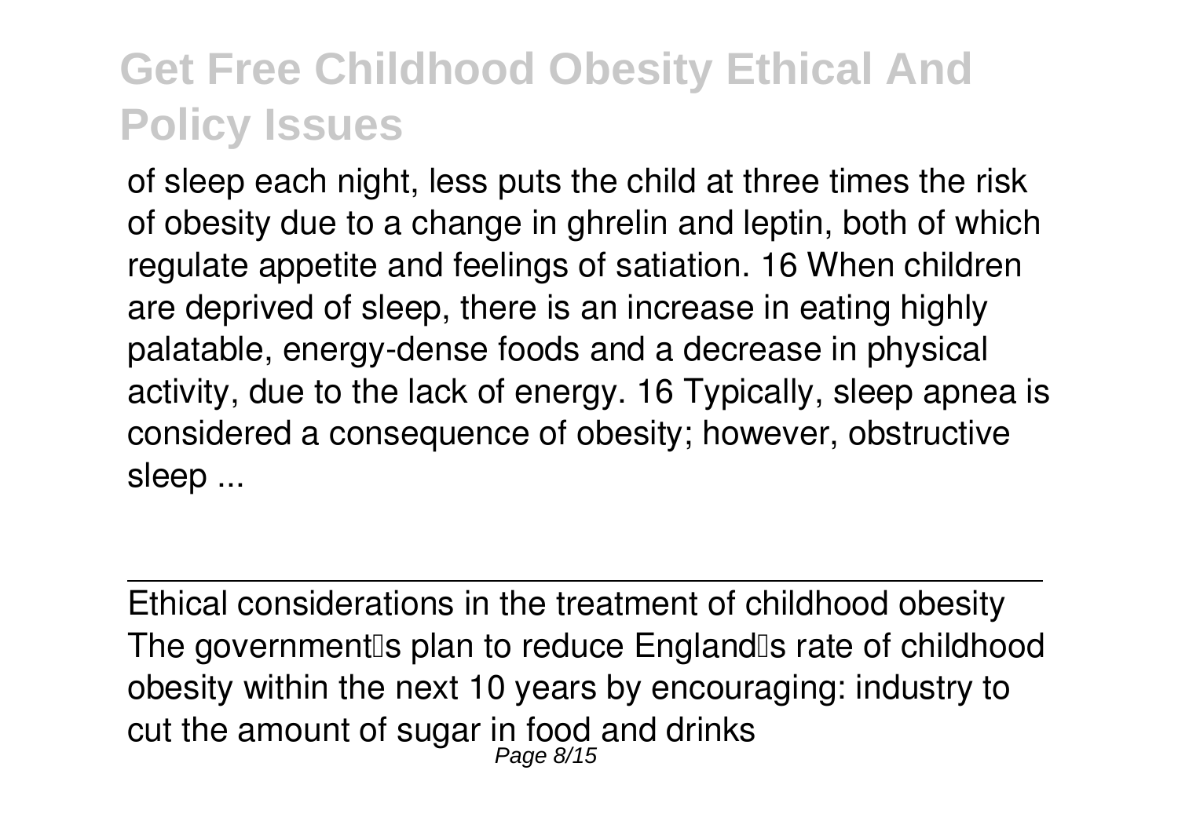of sleep each night, less puts the child at three times the risk of obesity due to a change in ghrelin and leptin, both of which regulate appetite and feelings of satiation. 16 When children are deprived of sleep, there is an increase in eating highly palatable, energy-dense foods and a decrease in physical activity, due to the lack of energy. 16 Typically, sleep apnea is considered a consequence of obesity; however, obstructive sleep ...

## Ethical considerations in the treatment of childhood obesity

The government's plan to reduce England's rate of childhood obesity within the next 10 years by encouraging: industry to cut the amount of sugar in food and drinks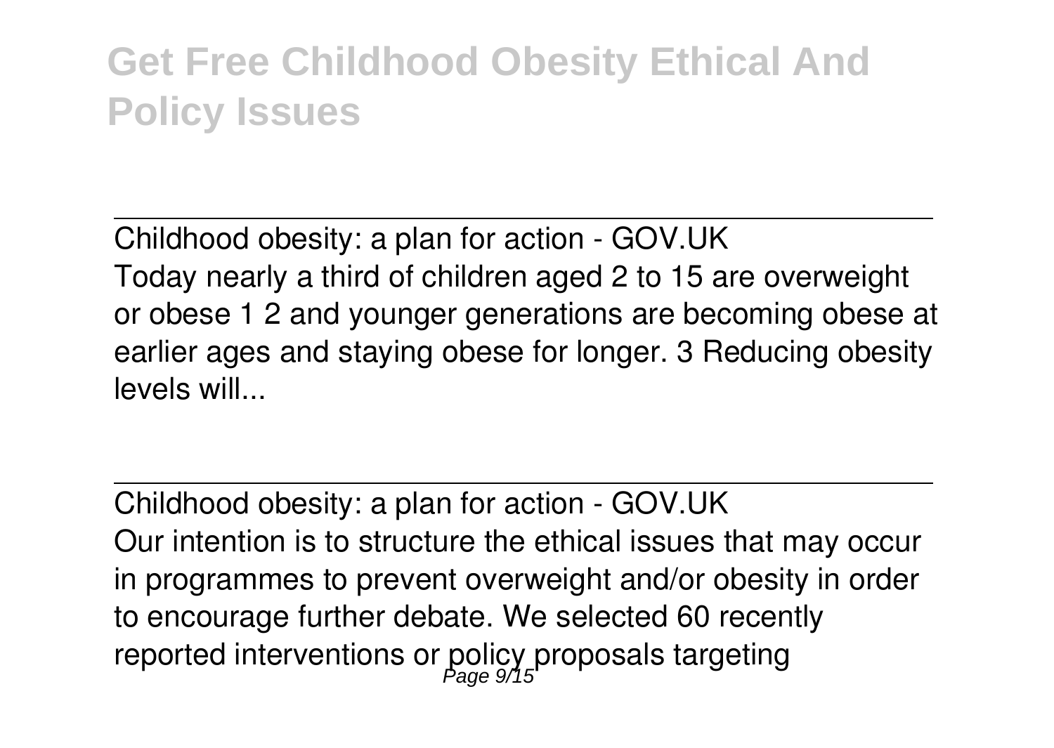# Get Free Childhood Obesity Ethical And Policy Issues

Childhood obesity: a plan for action - GOV.UK

Today nearly a third of children aged 2 to 15 are overweight or obese 1 2 and younger generations are becoming obese at earlier ages and staying obese for longer. 3 Reducing obesity levels will...

Childhood obesity: a plan for action - GOV.UK

Our intention is to structure the ethical issues that may occur in programmes to prevent overweight and/or obesity in order to encourage further debate. We selected 60 recently reported interventions or policy proposals targeting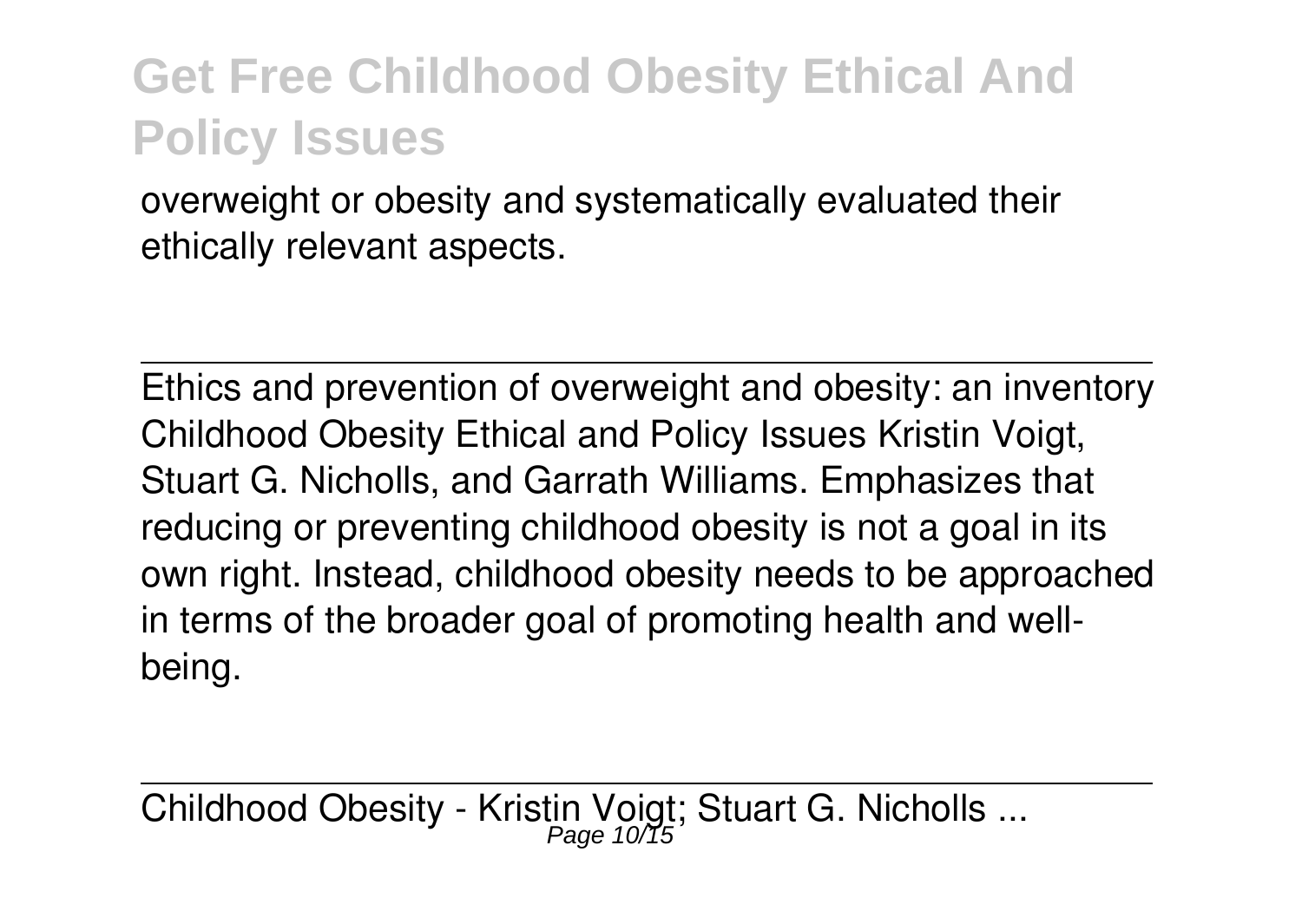overweight or obesity and systematically evaluated their ethically relevant aspects.

---

Ethics and prevention of overweight and obesity: an inventory
Childhood Obesity Ethical and Policy Issues Kristin Voigt, Stuart G. Nicholls, and Garrath Williams. Emphasizes that reducing or preventing childhood obesity is not a goal in its own right. Instead, childhood obesity needs to be approached in terms of the broader goal of promoting health and well-being.

---

Childhood Obesity - Kristin Voigt; Stuart G. Nicholls ...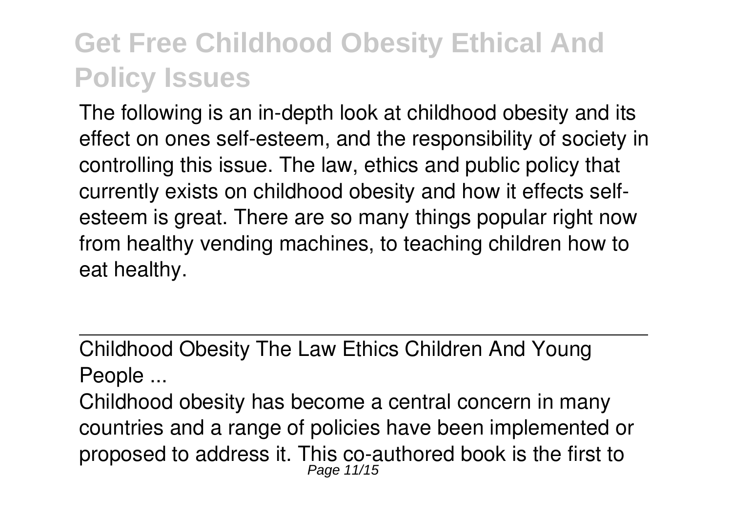The following is an in-depth look at childhood obesity and its effect on ones self-esteem, and the responsibility of society in controlling this issue. The law, ethics and public policy that currently exists on childhood obesity and how it effects self-esteem is great. There are so many things popular right now from healthy vending machines, to teaching children how to eat healthy.

Childhood Obesity The Law Ethics Children And Young People ...

Childhood obesity has become a central concern in many countries and a range of policies have been implemented or proposed to address it. This co-authored book is the first to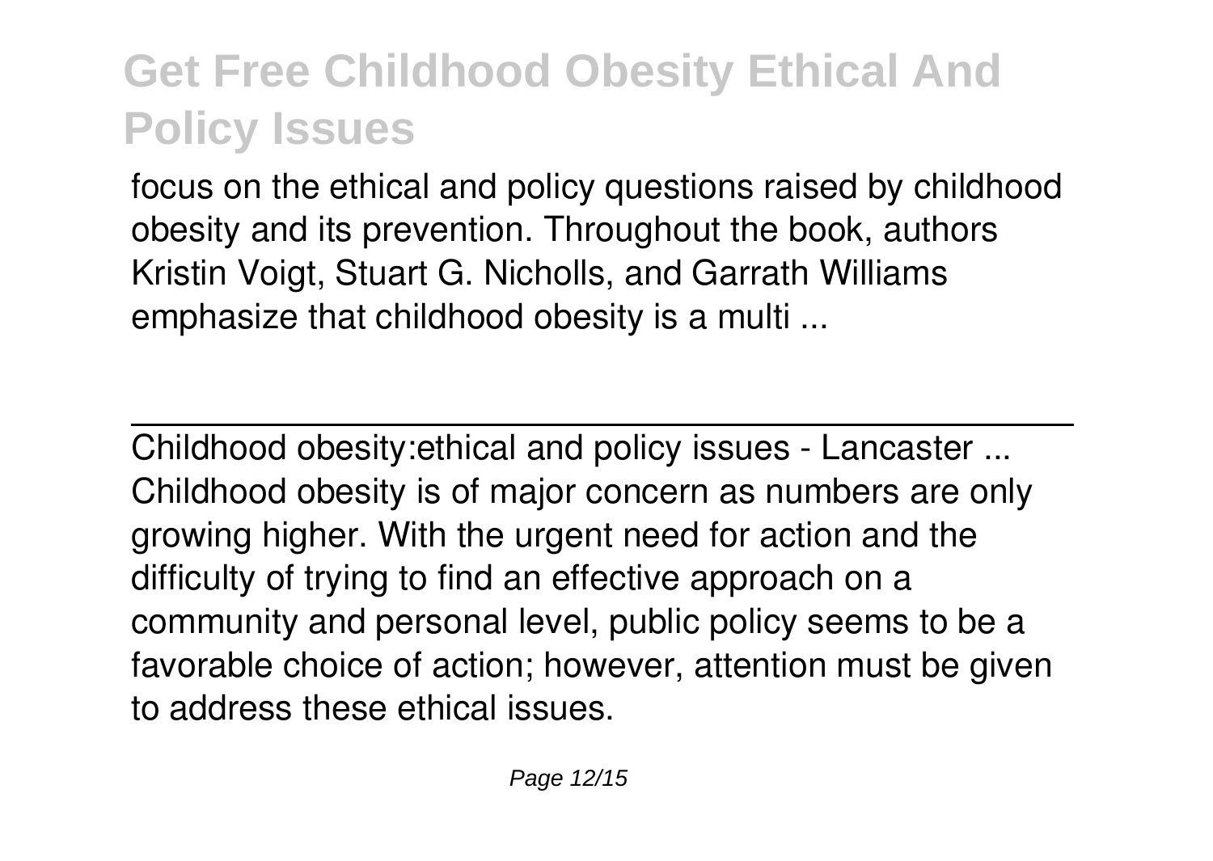focus on the ethical and policy questions raised by childhood obesity and its prevention. Throughout the book, authors Kristin Voigt, Stuart G. Nicholls, and Garrath Williams emphasize that childhood obesity is a multi ...

---

Childhood obesity:ethical and policy issues - Lancaster ...

Childhood obesity is of major concern as numbers are only growing higher. With the urgent need for action and the difficulty of trying to find an effective approach on a community and personal level, public policy seems to be a favorable choice of action; however, attention must be given to address these ethical issues.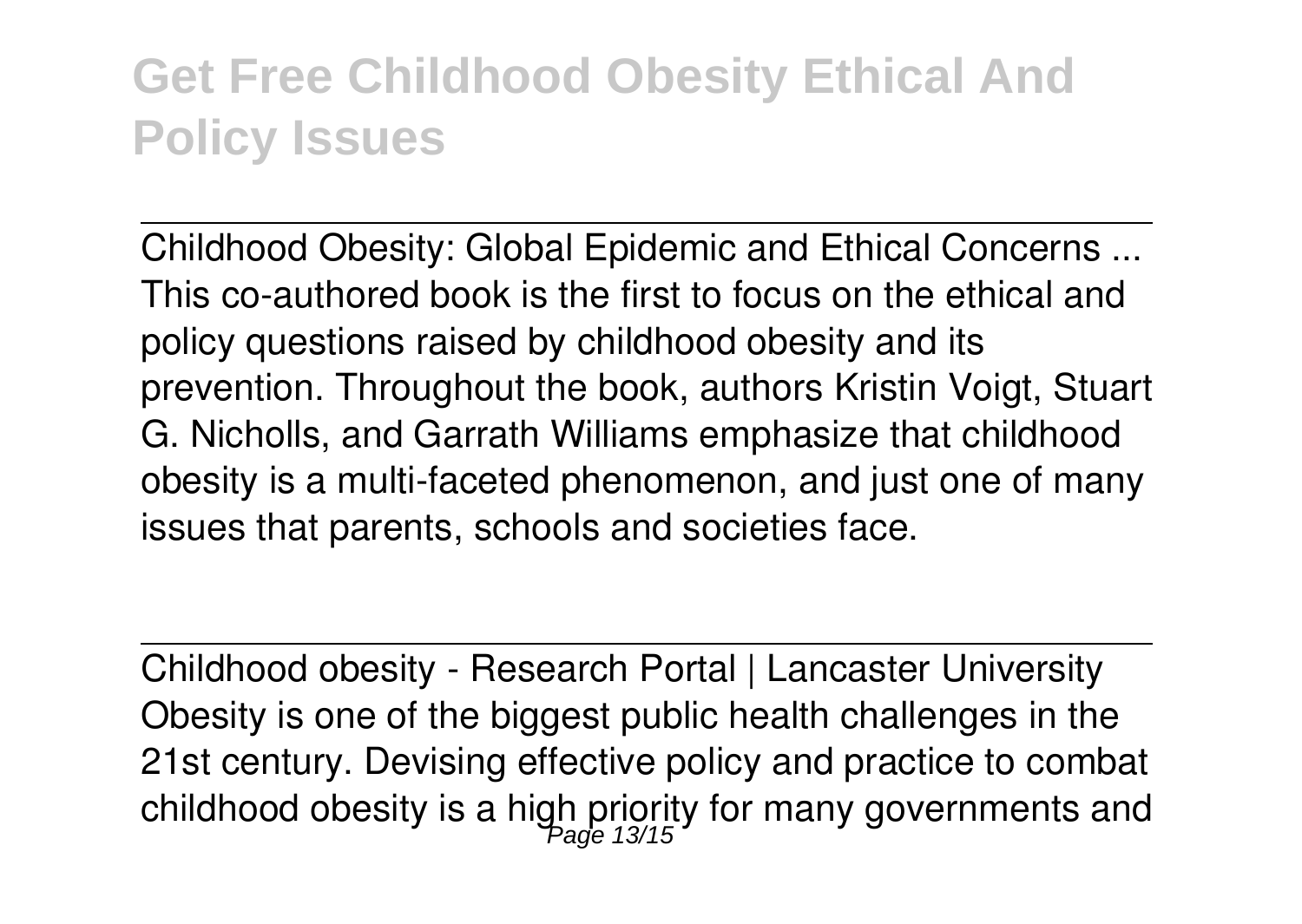Childhood Obesity: Global Epidemic and Ethical Concerns ...
This co-authored book is the first to focus on the ethical and policy questions raised by childhood obesity and its prevention. Throughout the book, authors Kristin Voigt, Stuart G. Nicholls, and Garrath Williams emphasize that childhood obesity is a multi-faceted phenomenon, and just one of many issues that parents, schools and societies face.

Childhood obesity - Research Portal | Lancaster University
Obesity is one of the biggest public health challenges in the 21st century. Devising effective policy and practice to combat childhood obesity is a high priority for many governments and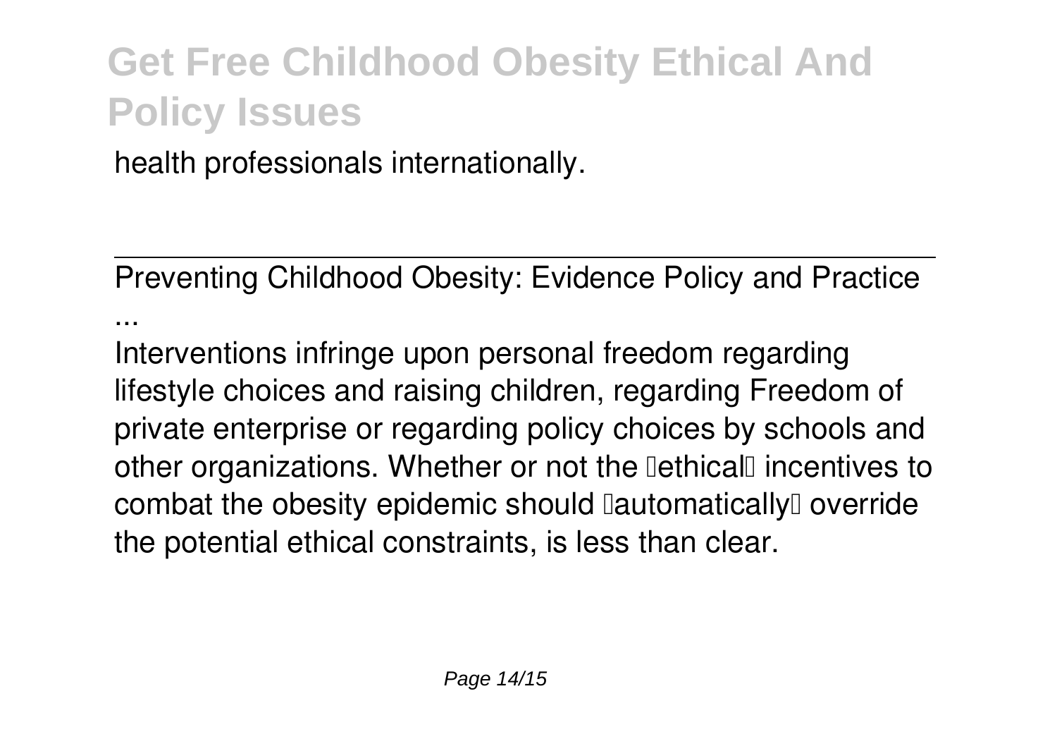health professionals internationally.

Preventing Childhood Obesity: Evidence Policy and Practice ...

Interventions infringe upon personal freedom regarding lifestyle choices and raising children, regarding Freedom of private enterprise or regarding policy choices by schools and other organizations. Whether or not the "ethical" incentives to combat the obesity epidemic should "automatically" override the potential ethical constraints, is less than clear.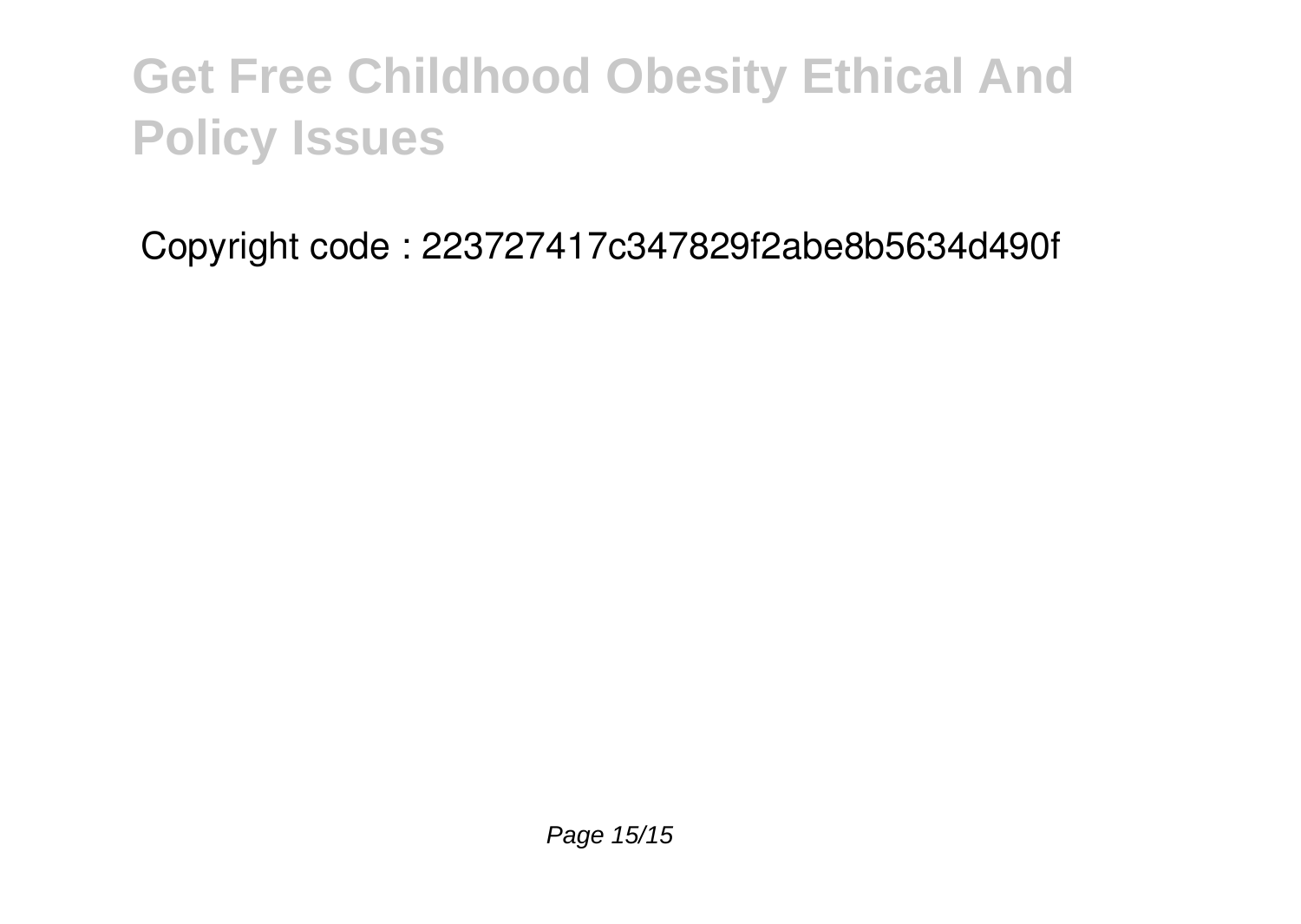Copyright code : 223727417c347829f2abe8b5634d490f